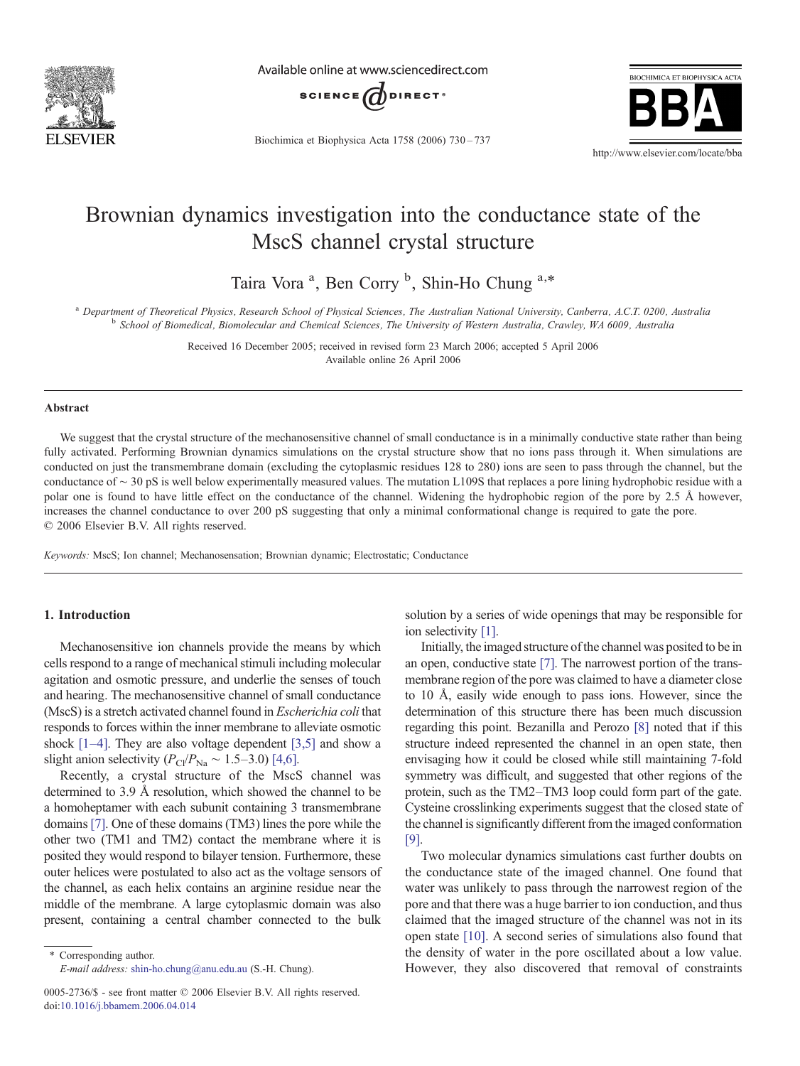// Brownian dynamics investigation into the conductance state of the MscS channel crystal structure

# Brownian dynamics investigation into the conductance state of the MscS channel crystal structure

Taira Vora [a], Ben Corry [b], Shin-Ho Chung [a,*]

[a] Department of Theoretical Physics, Research School of Physical Sciences, The Australian National University, Canberra, A.C.T. 0200, Australia
[b] School of Biomedical, Biomolecular and Chemical Sciences, The University of Western Australia, Crawley, WA 6009, Australia

Received 16 December 2005; received in revised form 23 March 2006; accepted 5 April 2006
Available online 26 April 2006

## Abstract

We suggest that the crystal structure of the mechanosensitive channel of small conductance is in a minimally conductive state rather than being fully activated. Performing Brownian dynamics simulations on the crystal structure show that no ions pass through it. When simulations are conducted on just the transmembrane domain (excluding the cytoplasmic residues 128 to 280) ions are seen to pass through the channel, but the conductance of ~ 30 pS is well below experimentally measured values. The mutation L109S that replaces a pore lining hydrophobic residue with a polar one is found to have little effect on the conductance of the channel. Widening the hydrophobic region of the pore by 2.5 Å however, increases the channel conductance to over 200 pS suggesting that only a minimal conformational change is required to gate the pore.
© 2006 Elsevier B.V. All rights reserved.

*Keywords:* MscS; Ion channel; Mechanosensation; Brownian dynamic; Electrostatic; Conductance

## 1. Introduction

Mechanosensitive ion channels provide the means by which cells respond to a range of mechanical stimuli including molecular agitation and osmotic pressure, and underlie the senses of touch and hearing. The mechanosensitive channel of small conductance (MscS) is a stretch activated channel found in *Escherichia coli* that responds to forces within the inner membrane to alleviate osmotic shock [1–4]. They are also voltage dependent [3,5] and show a slight anion selectivity ($P_{Cl}/P_{Na}$ ~ 1.5–3.0) [4,6].

Recently, a crystal structure of the MscS channel was determined to 3.9 Å resolution, which showed the channel to be a homoheptamer with each subunit containing 3 transmembrane domains [7]. One of these domains (TM3) lines the pore while the other two (TM1 and TM2) contact the membrane where it is posited they would respond to bilayer tension. Furthermore, these outer helices were postulated to also act as the voltage sensors of the channel, as each helix contains an arginine residue near the middle of the membrane. A large cytoplasmic domain was also present, containing a central chamber connected to the bulk solution by a series of wide openings that may be responsible for ion selectivity [1].

Initially, the imaged structure of the channel was posited to be in an open, conductive state [7]. The narrowest portion of the transmembrane region of the pore was claimed to have a diameter close to 10 Å, easily wide enough to pass ions. However, since the determination of this structure there has been much discussion regarding this point. Bezanilla and Perozo [8] noted that if this structure indeed represented the channel in an open state, then envisaging how it could be closed while still maintaining 7-fold symmetry was difficult, and suggested that other regions of the protein, such as the TM2–TM3 loop could form part of the gate. Cysteine crosslinking experiments suggest that the closed state of the channel is significantly different from the imaged conformation [9].

Two molecular dynamics simulations cast further doubts on the conductance state of the imaged channel. One found that water was unlikely to pass through the narrowest region of the pore and that there was a huge barrier to ion conduction, and thus claimed that the imaged structure of the channel was not in its open state [10]. A second series of simulations also found that the density of water in the pore oscillated about a low value. However, they also discovered that removal of constraints

\* Corresponding author.
*E-mail address:* shin-ho.chung@anu.edu.au (S.-H. Chung).

0005-2736/$ - see front matter © 2006 Elsevier B.V. All rights reserved.
doi:10.1016/j.bbamem.2006.04.014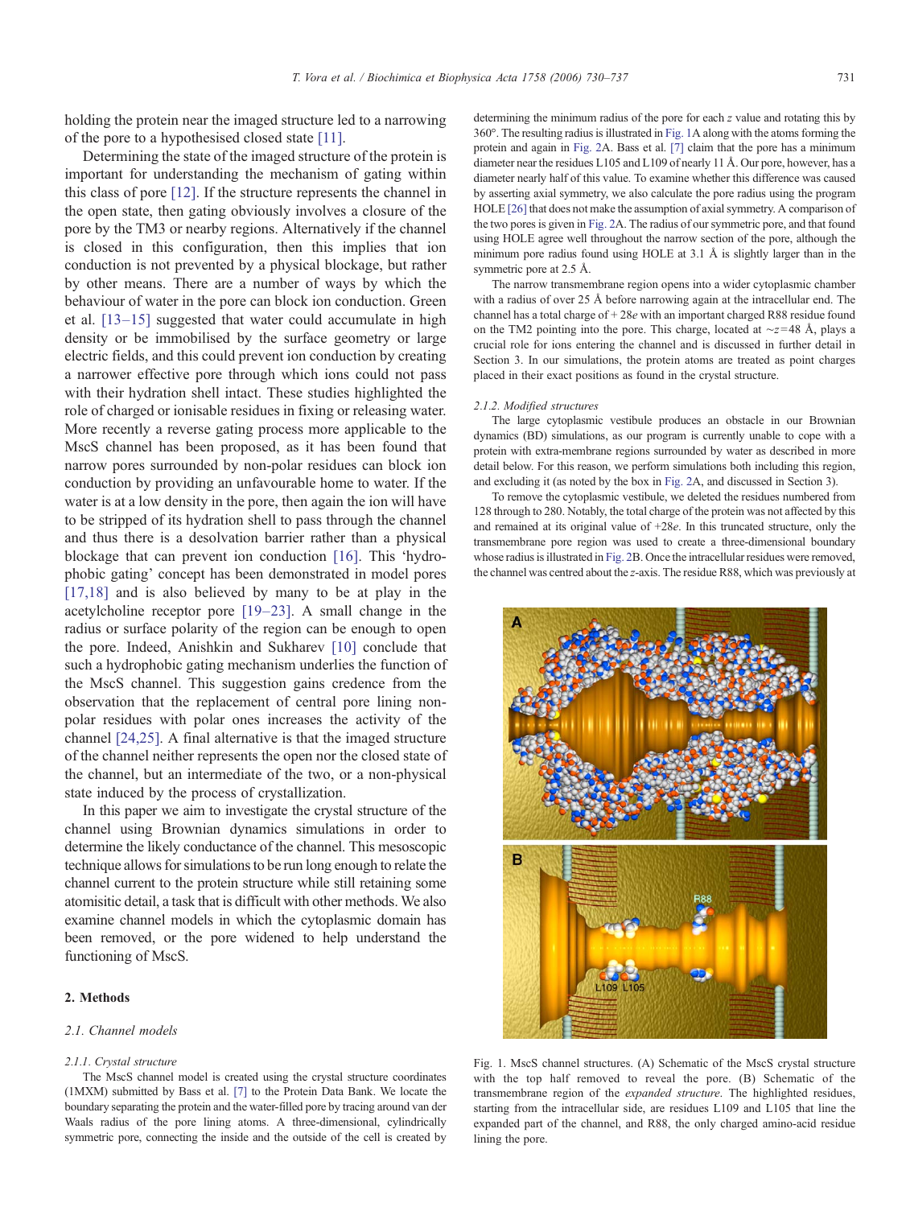holding the protein near the imaged structure led to a narrowing of the pore to a hypothesised closed state [11].

Determining the state of the imaged structure of the protein is important for understanding the mechanism of gating within this class of pore [12]. If the structure represents the channel in the open state, then gating obviously involves a closure of the pore by the TM3 or nearby regions. Alternatively if the channel is closed in this configuration, then this implies that ion conduction is not prevented by a physical blockage, but rather by other means. There are a number of ways by which the behaviour of water in the pore can block ion conduction. Green et al. [13–15] suggested that water could accumulate in high density or be immobilised by the surface geometry or large electric fields, and this could prevent ion conduction by creating a narrower effective pore through which ions could not pass with their hydration shell intact. These studies highlighted the role of charged or ionisable residues in fixing or releasing water. More recently a reverse gating process more applicable to the MscS channel has been proposed, as it has been found that narrow pores surrounded by non-polar residues can block ion conduction by providing an unfavourable home to water. If the water is at a low density in the pore, then again the ion will have to be stripped of its hydration shell to pass through the channel and thus there is a desolvation barrier rather than a physical blockage that can prevent ion conduction [16]. This 'hydrophobic gating' concept has been demonstrated in model pores [17,18] and is also believed by many to be at play in the acetylcholine receptor pore [19–23]. A small change in the radius or surface polarity of the region can be enough to open the pore. Indeed, Anishkin and Sukharev [10] conclude that such a hydrophobic gating mechanism underlies the function of the MscS channel. This suggestion gains credence from the observation that the replacement of central pore lining non-polar residues with polar ones increases the activity of the channel [24,25]. A final alternative is that the imaged structure of the channel neither represents the open nor the closed state of the channel, but an intermediate of the two, or a non-physical state induced by the process of crystallization.

In this paper we aim to investigate the crystal structure of the channel using Brownian dynamics simulations in order to determine the likely conductance of the channel. This mesoscopic technique allows for simulations to be run long enough to relate the channel current to the protein structure while still retaining some atomisitic detail, a task that is difficult with other methods. We also examine channel models in which the cytoplasmic domain has been removed, or the pore widened to help understand the functioning of MscS.

## 2. Methods

### 2.1. Channel models

#### 2.1.1. Crystal structure

The MscS channel model is created using the crystal structure coordinates (1MXM) submitted by Bass et al. [7] to the Protein Data Bank. We locate the boundary separating the protein and the water-filled pore by tracing around van der Waals radius of the pore lining atoms. A three-dimensional, cylindrically symmetric pore, connecting the inside and the outside of the cell is created by determining the minimum radius of the pore for each $z$ value and rotating this by 360°. The resulting radius is illustrated in Fig. 1A along with the atoms forming the protein and again in Fig. 2A. Bass et al. [7] claim that the pore has a minimum diameter near the residues L105 and L109 of nearly 11 Å. Our pore, however, has a diameter nearly half of this value. To examine whether this difference was caused by asserting axial symmetry, we also calculate the pore radius using the program HOLE [26] that does not make the assumption of axial symmetry. A comparison of the two pores is given in Fig. 2A. The radius of our symmetric pore, and that found using HOLE agree well throughout the narrow section of the pore, although the minimum pore radius found using HOLE at 3.1 Å is slightly larger than in the symmetric pore at 2.5 Å.

The narrow transmembrane region opens into a wider cytoplasmic chamber with a radius of over 25 Å before narrowing again at the intracellular end. The channel has a total charge of $+28e$ with an important charged R88 residue found on the TM2 pointing into the pore. This charge, located at $\sim z=48$ Å, plays a crucial role for ions entering the channel and is discussed in further detail in Section 3. In our simulations, the protein atoms are treated as point charges placed in their exact positions as found in the crystal structure.

#### 2.1.2. Modified structures

The large cytoplasmic vestibule produces an obstacle in our Brownian dynamics (BD) simulations, as our program is currently unable to cope with a protein with extra-membrane regions surrounded by water as described in more detail below. For this reason, we perform simulations both including this region, and excluding it (as noted by the box in Fig. 2A, and discussed in Section 3).

To remove the cytoplasmic vestibule, we deleted the residues numbered from 128 through to 280. Notably, the total charge of the protein was not affected by this and remained at its original value of $+28e$. In this truncated structure, only the transmembrane pore region was used to create a three-dimensional boundary whose radius is illustrated in Fig. 2B. Once the intracellular residues were removed, the channel was centred about the $z$-axis. The residue R88, which was previously at

Fig. 1. MscS channel structures. (A) Schematic of the MscS crystal structure with the top half removed to reveal the pore. (B) Schematic of the transmembrane region of the *expanded structure*. The highlighted residues, starting from the intracellular side, are residues L109 and L105 that line the expanded part of the channel, and R88, the only charged amino-acid residue lining the pore.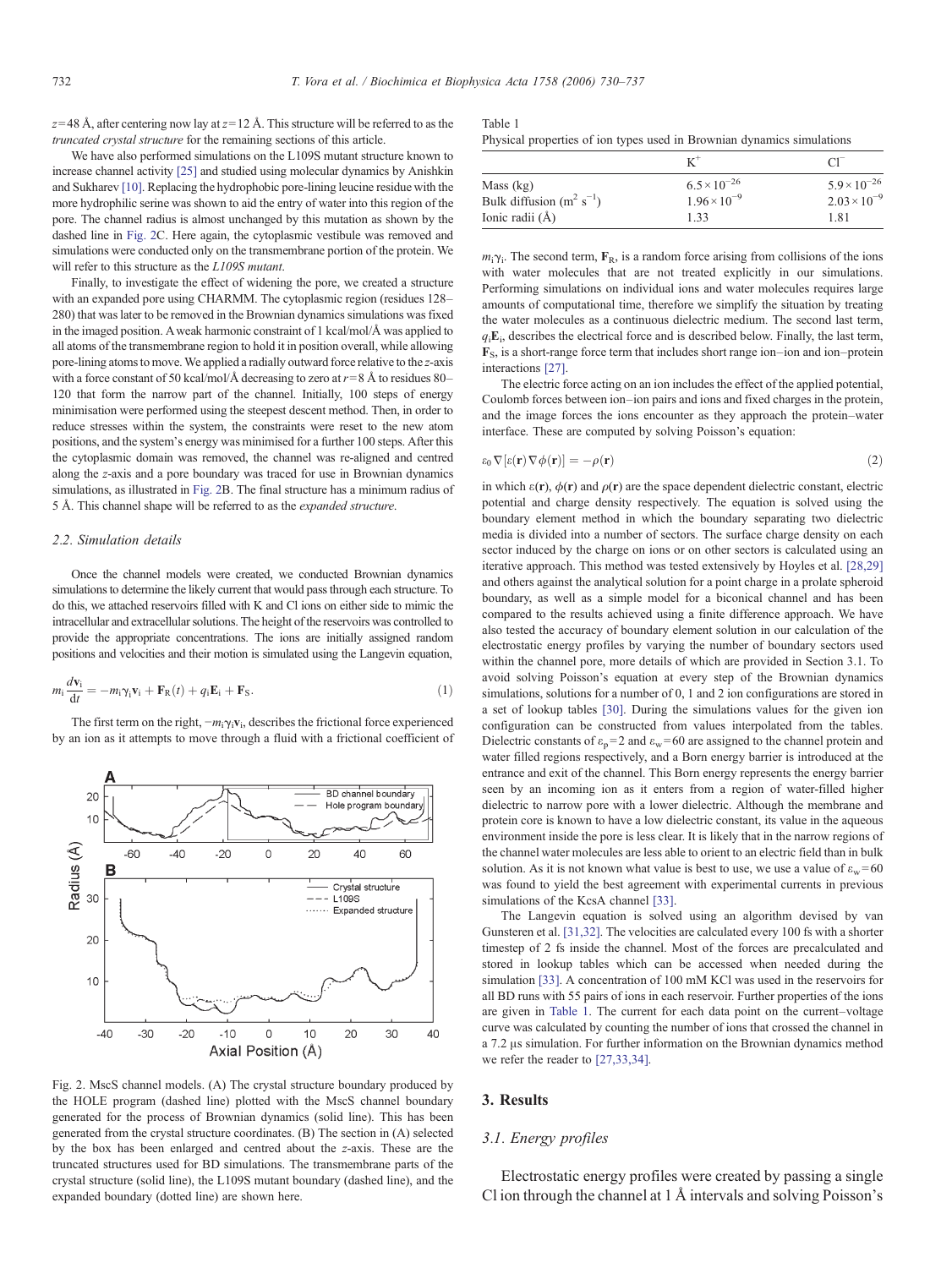$z$=48 Å, after centering now lay at $z$=12 Å. This structure will be referred to as the *truncated crystal structure* for the remaining sections of this article.

We have also performed simulations on the L109S mutant structure known to increase channel activity [25] and studied using molecular dynamics by Anishkin and Sukharev [10]. Replacing the hydrophobic pore-lining leucine residue with the more hydrophilic serine was shown to aid the entry of water into this region of the pore. The channel radius is almost unchanged by this mutation as shown by the dashed line in Fig. 2C. Here again, the cytoplasmic vestibule was removed and simulations were conducted only on the transmembrane portion of the protein. We will refer to this structure as the *L109S mutant*.

Finally, to investigate the effect of widening the pore, we created a structure with an expanded pore using CHARMM. The cytoplasmic region (residues 128–280) that was later to be removed in the Brownian dynamics simulations was fixed in the imaged position. A weak harmonic constraint of 1 kcal/mol/Å was applied to all atoms of the transmembrane region to hold it in position overall, while allowing pore-lining atoms to move. We applied a radially outward force relative to the $z$-axis with a force constant of 50 kcal/mol/Å decreasing to zero at $r$=8 Å to residues 80–120 that form the narrow part of the channel. Initially, 100 steps of energy minimisation were performed using the steepest descent method. Then, in order to reduce stresses within the system, the constraints were reset to the new atom positions, and the system's energy was minimised for a further 100 steps. After this the cytoplasmic domain was removed, the channel was re-aligned and centred along the $z$-axis and a pore boundary was traced for use in Brownian dynamics simulations, as illustrated in Fig. 2B. The final structure has a minimum radius of 5 Å. This channel shape will be referred to as the *expanded structure*.

### 2.2. Simulation details

Once the channel models were created, we conducted Brownian dynamics simulations to determine the likely current that would pass through each structure. To do this, we attached reservoirs filled with K and Cl ions on either side to mimic the intracellular and extracellular solutions. The height of the reservoirs was controlled to provide the appropriate concentrations. The ions are initially assigned random positions and velocities and their motion is simulated using the Langevin equation,

$$m_i \frac{d\mathbf{v}_i}{dt} = -m_i \gamma_i \mathbf{v}_i + \mathbf{F}_R(t) + q_i \mathbf{E}_i + \mathbf{F}_S. \tag{1}$$

The first term on the right, $-m_i\gamma_i\mathbf{v}_i$, describes the frictional force experienced by an ion as it attempts to move through a fluid with a frictional coefficient of $m_i\gamma_i$. The second term, $\mathbf{F}_R$, is a random force arising from collisions of the ions with water molecules that are not treated explicitly in our simulations. Performing simulations on individual ions and water molecules requires large amounts of computational time, therefore we simplify the situation by treating the water molecules as a continuous dielectric medium. The second last term, $q_i\mathbf{E}_i$, describes the electrical force and is described below. Finally, the last term, $\mathbf{F}_S$, is a short-range force term that includes short range ion–ion and ion–protein interactions [27].

Fig. 2. MscS channel models. (A) The crystal structure boundary produced by the HOLE program (dashed line) plotted with the MscS channel boundary generated for the process of Brownian dynamics (solid line). This has been generated from the crystal structure coordinates. (B) The section in (A) selected by the box has been enlarged and centred about the $z$-axis. These are the truncated structures used for BD simulations. The transmembrane parts of the crystal structure (solid line), the L109S mutant boundary (dashed line), and the expanded boundary (dotted line) are shown here.

Table 1
Physical properties of ion types used in Brownian dynamics simulations

| | $K^+$ | $Cl^-$ |
|---|---|---|
| Mass (kg) | $6.5\times10^{-26}$ | $5.9\times10^{-26}$ |
| Bulk diffusion ($m^2\ s^{-1}$) | $1.96\times10^{-9}$ | $2.03\times10^{-9}$ |
| Ionic radii (Å) | 1.33 | 1.81 |

The electric force acting on an ion includes the effect of the applied potential, Coulomb forces between ion–ion pairs and ions and fixed charges in the protein, and the image forces the ions encounter as they approach the protein–water interface. These are computed by solving Poisson's equation:

$$\varepsilon_0 \nabla[\varepsilon(\mathbf{r})\nabla\phi(\mathbf{r})] = -\rho(\mathbf{r}) \tag{2}$$

in which $\varepsilon(\mathbf{r})$, $\phi(\mathbf{r})$ and $\rho(\mathbf{r})$ are the space dependent dielectric constant, electric potential and charge density respectively. The equation is solved using the boundary element method in which the boundary separating two dielectric media is divided into a number of sectors. The surface charge density on each sector induced by the charge on ions or on other sectors is calculated using an iterative approach. This method was tested extensively by Hoyles et al. [28,29] and others against the analytical solution for a point charge in a prolate spheroid boundary, as well as a simple model for a biconical channel and has been compared to the results achieved using a finite difference approach. We have also tested the accuracy of boundary element solution in our calculation of the electrostatic energy profiles by varying the number of boundary sectors used within the channel pore, more details of which are provided in Section 3.1. To avoid solving Poisson's equation at every step of the Brownian dynamics simulations, solutions for a number of 0, 1 and 2 ion configurations are stored in a set of lookup tables [30]. During the simulations values for the given ion configuration can be constructed from values interpolated from the tables. Dielectric constants of $\varepsilon_p$=2 and $\varepsilon_w$=60 are assigned to the channel protein and water filled regions respectively, and a Born energy barrier is introduced at the entrance and exit of the channel. This Born energy represents the energy barrier seen by an incoming ion as it enters from a region of water-filled higher dielectric to narrow pore with a lower dielectric. Although the membrane and protein core is known to have a low dielectric constant, its value in the aqueous environment inside the pore is less clear. It is likely that in the narrow regions of the channel water molecules are less able to orient to an electric field than in bulk solution. As it is not known what value is best to use, we use a value of $\varepsilon_w$=60 was found to yield the best agreement with experimental currents in previous simulations of the KcsA channel [33].

The Langevin equation is solved using an algorithm devised by van Gunsteren et al. [31,32]. The velocities are calculated every 100 fs with a shorter timestep of 2 fs inside the channel. Most of the forces are precalculated and stored in lookup tables which can be accessed when needed during the simulation [33]. A concentration of 100 mM KCl was used in the reservoirs for all BD runs with 55 pairs of ions in each reservoir. Further properties of the ions are given in Table 1. The current for each data point on the current–voltage curve was calculated by counting the number of ions that crossed the channel in a 7.2 μs simulation. For further information on the Brownian dynamics method we refer the reader to [27,33,34].

## 3. Results

### 3.1. Energy profiles

Electrostatic energy profiles were created by passing a single Cl ion through the channel at 1 Å intervals and solving Poisson's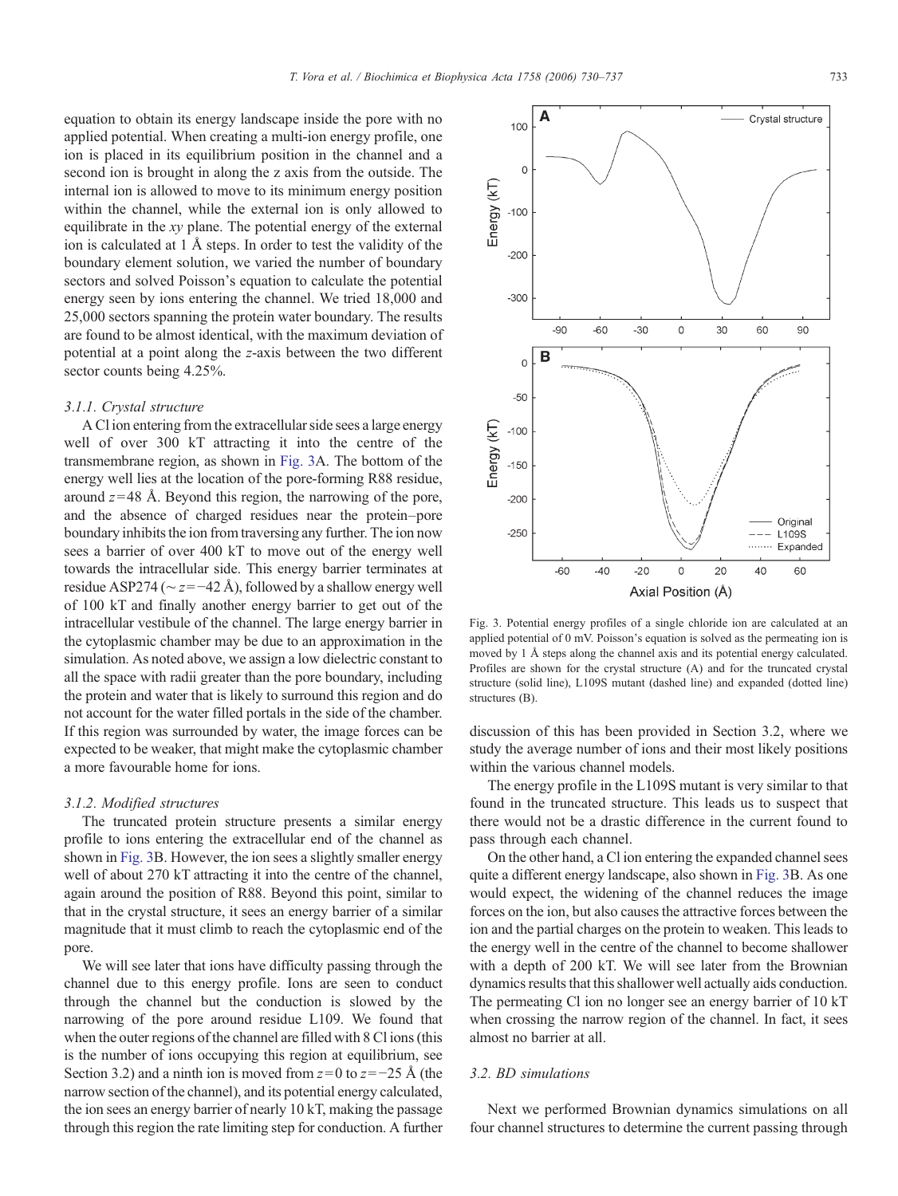equation to obtain its energy landscape inside the pore with no applied potential. When creating a multi-ion energy profile, one ion is placed in its equilibrium position in the channel and a second ion is brought in along the z axis from the outside. The internal ion is allowed to move to its minimum energy position within the channel, while the external ion is only allowed to equilibrate in the *xy* plane. The potential energy of the external ion is calculated at 1 Å steps. In order to test the validity of the boundary element solution, we varied the number of boundary sectors and solved Poisson's equation to calculate the potential energy seen by ions entering the channel. We tried 18,000 and 25,000 sectors spanning the protein water boundary. The results are found to be almost identical, with the maximum deviation of potential at a point along the *z*-axis between the two different sector counts being 4.25%.

#### 3.1.1. Crystal structure

A Cl ion entering from the extracellular side sees a large energy well of over 300 kT attracting it into the centre of the transmembrane region, as shown in Fig. 3A. The bottom of the energy well lies at the location of the pore-forming R88 residue, around $z=48$ Å. Beyond this region, the narrowing of the pore, and the absence of charged residues near the protein–pore boundary inhibits the ion from traversing any further. The ion now sees a barrier of over 400 kT to move out of the energy well towards the intracellular side. This energy barrier terminates at residue ASP274 ($\sim z=-42$ Å), followed by a shallow energy well of 100 kT and finally another energy barrier to get out of the intracellular vestibule of the channel. The large energy barrier in the cytoplasmic chamber may be due to an approximation in the simulation. As noted above, we assign a low dielectric constant to all the space with radii greater than the pore boundary, including the protein and water that is likely to surround this region and do not account for the water filled portals in the side of the chamber. If this region was surrounded by water, the image forces can be expected to be weaker, that might make the cytoplasmic chamber a more favourable home for ions.

#### 3.1.2. Modified structures

The truncated protein structure presents a similar energy profile to ions entering the extracellular end of the channel as shown in Fig. 3B. However, the ion sees a slightly smaller energy well of about 270 kT attracting it into the centre of the channel, again around the position of R88. Beyond this point, similar to that in the crystal structure, it sees an energy barrier of a similar magnitude that it must climb to reach the cytoplasmic end of the pore.

We will see later that ions have difficulty passing through the channel due to this energy profile. Ions are seen to conduct through the channel but the conduction is slowed by the narrowing of the pore around residue L109. We found that when the outer regions of the channel are filled with 8 Cl ions (this is the number of ions occupying this region at equilibrium, see Section 3.2) and a ninth ion is moved from $z=0$ to $z=-25$ Å (the narrow section of the channel), and its potential energy calculated, the ion sees an energy barrier of nearly 10 kT, making the passage through this region the rate limiting step for conduction. A further discussion of this has been provided in Section 3.2, where we study the average number of ions and their most likely positions within the various channel models.

Fig. 3. Potential energy profiles of a single chloride ion are calculated at an applied potential of 0 mV. Poisson's equation is solved as the permeating ion is moved by 1 Å steps along the channel axis and its potential energy calculated. Profiles are shown for the crystal structure (A) and for the truncated crystal structure (solid line), L109S mutant (dashed line) and expanded (dotted line) structures (B).

The energy profile in the L109S mutant is very similar to that found in the truncated structure. This leads us to suspect that there would not be a drastic difference in the current found to pass through each channel.

On the other hand, a Cl ion entering the expanded channel sees quite a different energy landscape, also shown in Fig. 3B. As one would expect, the widening of the channel reduces the image forces on the ion, but also causes the attractive forces between the ion and the partial charges on the protein to weaken. This leads to the energy well in the centre of the channel to become shallower with a depth of 200 kT. We will see later from the Brownian dynamics results that this shallower well actually aids conduction. The permeating Cl ion no longer see an energy barrier of 10 kT when crossing the narrow region of the channel. In fact, it sees almost no barrier at all.

### 3.2. BD simulations

Next we performed Brownian dynamics simulations on all four channel structures to determine the current passing through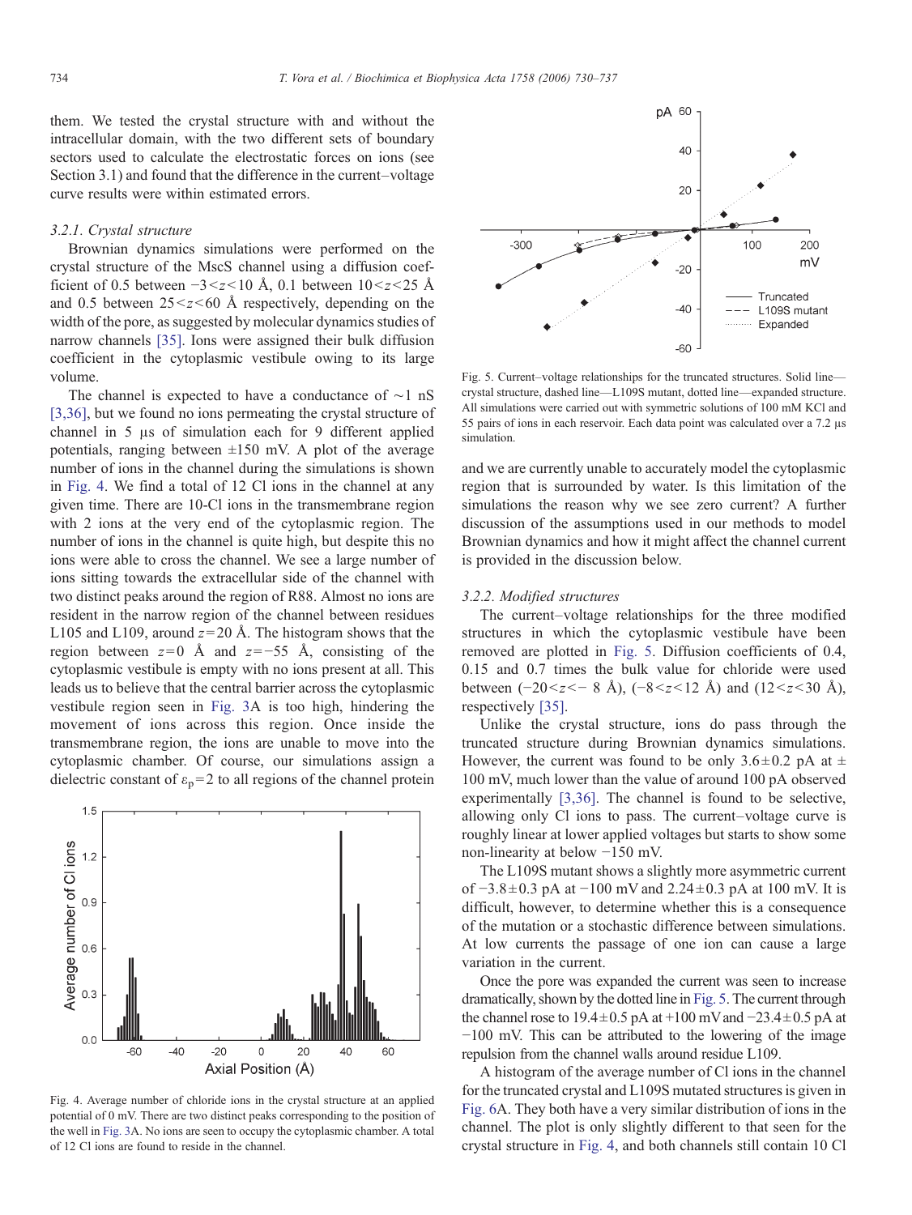them. We tested the crystal structure with and without the intracellular domain, with the two different sets of boundary sectors used to calculate the electrostatic forces on ions (see Section 3.1) and found that the difference in the current–voltage curve results were within estimated errors.

### 3.2.1. Crystal structure

Brownian dynamics simulations were performed on the crystal structure of the MscS channel using a diffusion coefficient of 0.5 between $-3<z<10$ Å, 0.1 between $10<z<25$ Å and 0.5 between $25<z<60$ Å respectively, depending on the width of the pore, as suggested by molecular dynamics studies of narrow channels [35]. Ions were assigned their bulk diffusion coefficient in the cytoplasmic vestibule owing to its large volume.

The channel is expected to have a conductance of ~1 nS [3,36], but we found no ions permeating the crystal structure of channel in 5 μs of simulation each for 9 different applied potentials, ranging between ±150 mV. A plot of the average number of ions in the channel during the simulations is shown in Fig. 4. We find a total of 12 Cl ions in the channel at any given time. There are 10-Cl ions in the transmembrane region with 2 ions at the very end of the cytoplasmic region. The number of ions in the channel is quite high, but despite this no ions were able to cross the channel. We see a large number of ions sitting towards the extracellular side of the channel with two distinct peaks around the region of R88. Almost no ions are resident in the narrow region of the channel between residues L105 and L109, around $z=20$ Å. The histogram shows that the region between $z=0$ Å and $z=-55$ Å, consisting of the cytoplasmic vestibule is empty with no ions present at all. This leads us to believe that the central barrier across the cytoplasmic vestibule region seen in Fig. 3A is too high, hindering the movement of ions across this region. Once inside the transmembrane region, the ions are unable to move into the cytoplasmic chamber. Of course, our simulations assign a dielectric constant of $\varepsilon_p=2$ to all regions of the channel protein and we are currently unable to accurately model the cytoplasmic region that is surrounded by water. Is this limitation of the simulations the reason why we see zero current? A further discussion of the assumptions used in our methods to model Brownian dynamics and how it might affect the channel current is provided in the discussion below.

Fig. 4. Average number of chloride ions in the crystal structure at an applied potential of 0 mV. There are two distinct peaks corresponding to the position of the well in Fig. 3A. No ions are seen to occupy the cytoplasmic chamber. A total of 12 Cl ions are found to reside in the channel.

Fig. 5. Current–voltage relationships for the truncated structures. Solid line—crystal structure, dashed line—L109S mutant, dotted line—expanded structure. All simulations were carried out with symmetric solutions of 100 mM KCl and 55 pairs of ions in each reservoir. Each data point was calculated over a 7.2 μs simulation.

### 3.2.2. Modified structures

The current–voltage relationships for the three modified structures in which the cytoplasmic vestibule have been removed are plotted in Fig. 5. Diffusion coefficients of 0.4, 0.15 and 0.7 times the bulk value for chloride were used between ($-20<z<-8$ Å), ($-8<z<12$ Å) and ($12<z<30$ Å), respectively [35].

Unlike the crystal structure, ions do pass through the truncated structure during Brownian dynamics simulations. However, the current was found to be only $3.6 \pm 0.2$ pA at ± 100 mV, much lower than the value of around 100 pA observed experimentally [3,36]. The channel is found to be selective, allowing only Cl ions to pass. The current–voltage curve is roughly linear at lower applied voltages but starts to show some non-linearity at below −150 mV.

The L109S mutant shows a slightly more asymmetric current of $-3.8 \pm 0.3$ pA at −100 mV and $2.24 \pm 0.3$ pA at 100 mV. It is difficult, however, to determine whether this is a consequence of the mutation or a stochastic difference between simulations. At low currents the passage of one ion can cause a large variation in the current.

Once the pore was expanded the current was seen to increase dramatically, shown by the dotted line in Fig. 5. The current through the channel rose to $19.4 \pm 0.5$ pA at +100 mV and $-23.4 \pm 0.5$ pA at −100 mV. This can be attributed to the lowering of the image repulsion from the channel walls around residue L109.

A histogram of the average number of Cl ions in the channel for the truncated crystal and L109S mutated structures is given in Fig. 6A. They both have a very similar distribution of ions in the channel. The plot is only slightly different to that seen for the crystal structure in Fig. 4, and both channels still contain 10 Cl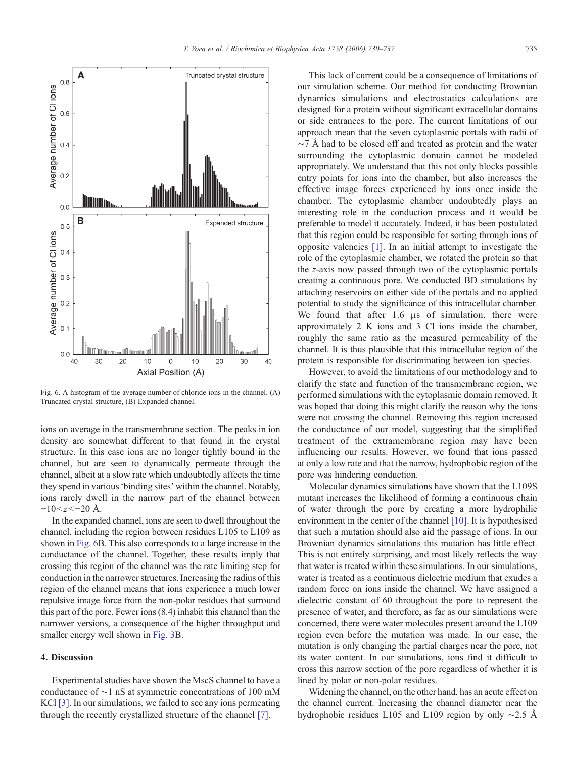Fig. 6. A histogram of the average number of chloride ions in the channel. (A) Truncated crystal structure, (B) Expanded channel.

ions on average in the transmembrane section. The peaks in ion density are somewhat different to that found in the crystal structure. In this case ions are no longer tightly bound in the channel, but are seen to dynamically permeate through the channel, albeit at a slow rate which undoubtedly affects the time they spend in various 'binding sites' within the channel. Notably, ions rarely dwell in the narrow part of the channel between $-10<z<-20$ Å.

In the expanded channel, ions are seen to dwell throughout the channel, including the region between residues L105 to L109 as shown in Fig. 6B. This also corresponds to a large increase in the conductance of the channel. Together, these results imply that crossing this region of the channel was the rate limiting step for conduction in the narrower structures. Increasing the radius of this region of the channel means that ions experience a much lower repulsive image force from the non-polar residues that surround this part of the pore. Fewer ions (8.4) inhabit this channel than the narrower versions, a consequence of the higher throughput and smaller energy well shown in Fig. 3B.

## 4. Discussion

Experimental studies have shown the MscS channel to have a conductance of ~1 nS at symmetric concentrations of 100 mM KCl [3]. In our simulations, we failed to see any ions permeating through the recently crystallized structure of the channel [7].

This lack of current could be a consequence of limitations of our simulation scheme. Our method for conducting Brownian dynamics simulations and electrostatics calculations are designed for a protein without significant extracellular domains or side entrances to the pore. The current limitations of our approach mean that the seven cytoplasmic portals with radii of ~7 Å had to be closed off and treated as protein and the water surrounding the cytoplasmic domain cannot be modeled appropriately. We understand that this not only blocks possible entry points for ions into the chamber, but also increases the effective image forces experienced by ions once inside the chamber. The cytoplasmic chamber undoubtedly plays an interesting role in the conduction process and it would be preferable to model it accurately. Indeed, it has been postulated that this region could be responsible for sorting through ions of opposite valencies [1]. In an initial attempt to investigate the role of the cytoplasmic chamber, we rotated the protein so that the $z$-axis now passed through two of the cytoplasmic portals creating a continuous pore. We conducted BD simulations by attaching reservoirs on either side of the portals and no applied potential to study the significance of this intracellular chamber. We found that after 1.6 μs of simulation, there were approximately 2 K ions and 3 Cl ions inside the chamber, roughly the same ratio as the measured permeability of the channel. It is thus plausible that this intracellular region of the protein is responsible for discriminating between ion species.

However, to avoid the limitations of our methodology and to clarify the state and function of the transmembrane region, we performed simulations with the cytoplasmic domain removed. It was hoped that doing this might clarify the reason why the ions were not crossing the channel. Removing this region increased the conductance of our model, suggesting that the simplified treatment of the extramembrane region may have been influencing our results. However, we found that ions passed at only a low rate and that the narrow, hydrophobic region of the pore was hindering conduction.

Molecular dynamics simulations have shown that the L109S mutant increases the likelihood of forming a continuous chain of water through the pore by creating a more hydrophilic environment in the center of the channel [10]. It is hypothesised that such a mutation should also aid the passage of ions. In our Brownian dynamics simulations this mutation has little effect. This is not entirely surprising, and most likely reflects the way that water is treated within these simulations. In our simulations, water is treated as a continuous dielectric medium that exudes a random force on ions inside the channel. We have assigned a dielectric constant of 60 throughout the pore to represent the presence of water, and therefore, as far as our simulations were concerned, there were water molecules present around the L109 region even before the mutation was made. In our case, the mutation is only changing the partial charges near the pore, not its water content. In our simulations, ions find it difficult to cross this narrow section of the pore regardless of whether it is lined by polar or non-polar residues.

Widening the channel, on the other hand, has an acute effect on the channel current. Increasing the channel diameter near the hydrophobic residues L105 and L109 region by only ~2.5 Å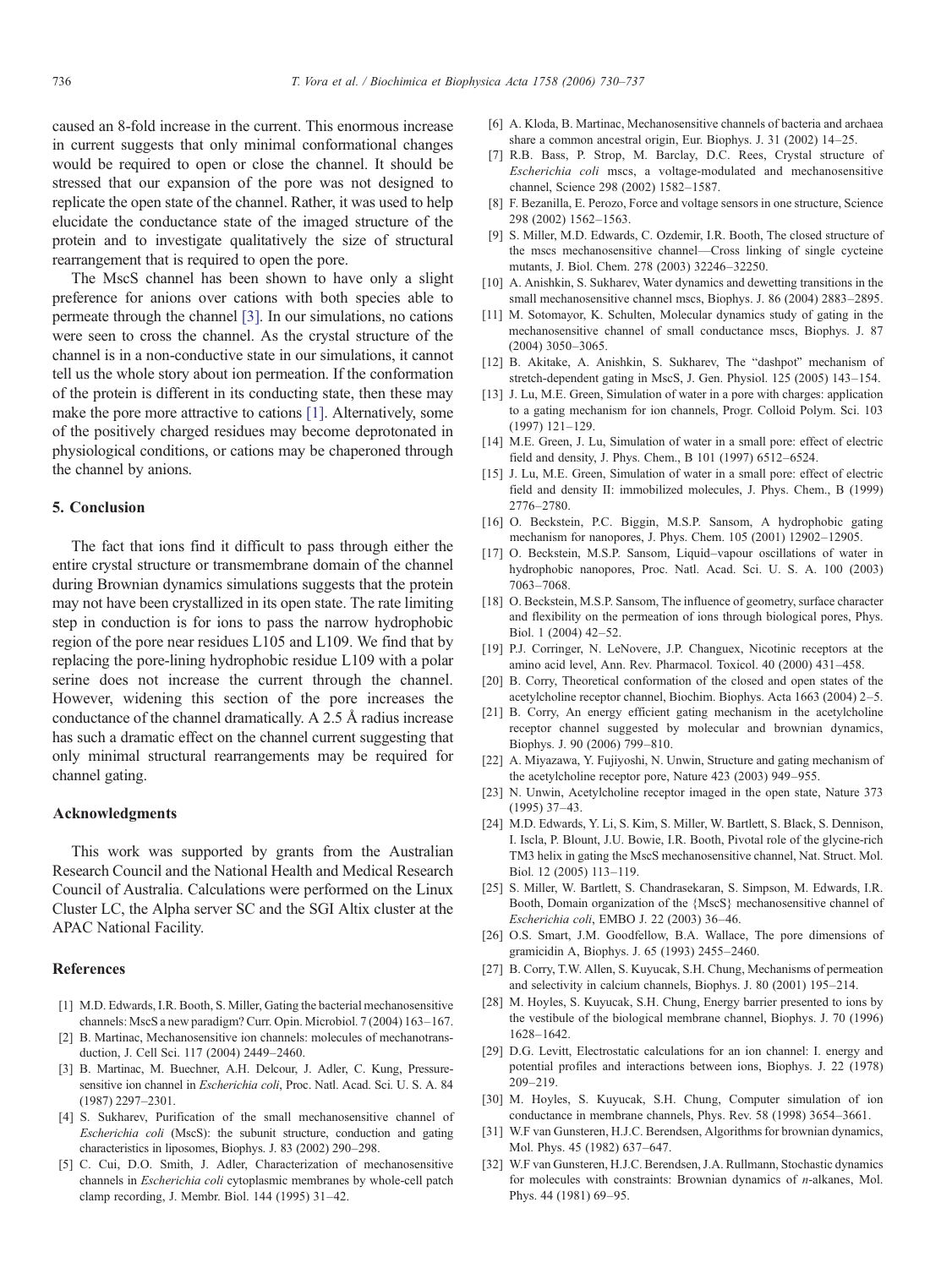caused an 8-fold increase in the current. This enormous increase in current suggests that only minimal conformational changes would be required to open or close the channel. It should be stressed that our expansion of the pore was not designed to replicate the open state of the channel. Rather, it was used to help elucidate the conductance state of the imaged structure of the protein and to investigate qualitatively the size of structural rearrangement that is required to open the pore.

The MscS channel has been shown to have only a slight preference for anions over cations with both species able to permeate through the channel [3]. In our simulations, no cations were seen to cross the channel. As the crystal structure of the channel is in a non-conductive state in our simulations, it cannot tell us the whole story about ion permeation. If the conformation of the protein is different in its conducting state, then these may make the pore more attractive to cations [1]. Alternatively, some of the positively charged residues may become deprotonated in physiological conditions, or cations may be chaperoned through the channel by anions.

## 5. Conclusion

The fact that ions find it difficult to pass through either the entire crystal structure or transmembrane domain of the channel during Brownian dynamics simulations suggests that the protein may not have been crystallized in its open state. The rate limiting step in conduction is for ions to pass the narrow hydrophobic region of the pore near residues L105 and L109. We find that by replacing the pore-lining hydrophobic residue L109 with a polar serine does not increase the current through the channel. However, widening this section of the pore increases the conductance of the channel dramatically. A 2.5 Å radius increase has such a dramatic effect on the channel current suggesting that only minimal structural rearrangements may be required for channel gating.

## Acknowledgments

This work was supported by grants from the Australian Research Council and the National Health and Medical Research Council of Australia. Calculations were performed on the Linux Cluster LC, the Alpha server SC and the SGI Altix cluster at the APAC National Facility.

## References

[1] M.D. Edwards, I.R. Booth, S. Miller, Gating the bacterial mechanosensitive channels: MscS a new paradigm? Curr. Opin. Microbiol. 7 (2004) 163–167.

[2] B. Martinac, Mechanosensitive ion channels: molecules of mechanotransduction, J. Cell Sci. 117 (2004) 2449–2460.

[3] B. Martinac, M. Buechner, A.H. Delcour, J. Adler, C. Kung, Pressure-sensitive ion channel in *Escherichia coli*, Proc. Natl. Acad. Sci. U. S. A. 84 (1987) 2297–2301.

[4] S. Sukharev, Purification of the small mechanosensitive channel of *Escherichia coli* (MscS): the subunit structure, conduction and gating characteristics in liposomes, Biophys. J. 83 (2002) 290–298.

[5] C. Cui, D.O. Smith, J. Adler, Characterization of mechanosensitive channels in *Escherichia coli* cytoplasmic membranes by whole-cell patch clamp recording, J. Membr. Biol. 144 (1995) 31–42.

[6] A. Kloda, B. Martinac, Mechanosensitive channels of bacteria and archaea share a common ancestral origin, Eur. Biophys. J. 31 (2002) 14–25.

[7] R.B. Bass, P. Strop, M. Barclay, D.C. Rees, Crystal structure of *Escherichia coli* mscs, a voltage-modulated and mechanosensitive channel, Science 298 (2002) 1582–1587.

[8] F. Bezanilla, E. Perozo, Force and voltage sensors in one structure, Science 298 (2002) 1562–1563.

[9] S. Miller, M.D. Edwards, C. Ozdemir, I.R. Booth, The closed structure of the mscs mechanosensitive channel—Cross linking of single cysteine mutants, J. Biol. Chem. 278 (2003) 32246–32250.

[10] A. Anishkin, S. Sukharev, Water dynamics and dewetting transitions in the small mechanosensitive channel mscs, Biophys. J. 86 (2004) 2883–2895.

[11] M. Sotomayor, K. Schulten, Molecular dynamics study of gating in the mechanosensitive channel of small conductance mscs, Biophys. J. 87 (2004) 3050–3065.

[12] B. Akitake, A. Anishkin, S. Sukharev, The "dashpot" mechanism of stretch-dependent gating in MscS, J. Gen. Physiol. 125 (2005) 143–154.

[13] J. Lu, M.E. Green, Simulation of water in a pore with charges: application to a gating mechanism for ion channels, Progr. Colloid Polym. Sci. 103 (1997) 121–129.

[14] M.E. Green, J. Lu, Simulation of water in a small pore: effect of electric field and density, J. Phys. Chem., B 101 (1997) 6512–6524.

[15] J. Lu, M.E. Green, Simulation of water in a small pore: effect of electric field and density II: immobilized molecules, J. Phys. Chem., B (1999) 2776–2780.

[16] O. Beckstein, P.C. Biggin, M.S.P. Sansom, A hydrophobic gating mechanism for nanopores, J. Phys. Chem. 105 (2001) 12902–12905.

[17] O. Beckstein, M.S.P. Sansom, Liquid–vapour oscillations of water in hydrophobic nanopores, Proc. Natl. Acad. Sci. U. S. A. 100 (2003) 7063–7068.

[18] O. Beckstein, M.S.P. Sansom, The influence of geometry, surface character and flexibility on the permeation of ions through biological pores, Phys. Biol. 1 (2004) 42–52.

[19] P.J. Corringer, N. LeNovere, J.P. Changeux, Nicotinic receptors at the amino acid level, Ann. Rev. Pharmacol. Toxicol. 40 (2000) 431–458.

[20] B. Corry, Theoretical conformation of the closed and open states of the acetylcholine receptor channel, Biochim. Biophys. Acta 1663 (2004) 2–5.

[21] B. Corry, An energy efficient gating mechanism in the acetylcholine receptor channel suggested by molecular and brownian dynamics, Biophys. J. 90 (2006) 799–810.

[22] A. Miyazawa, Y. Fujiyoshi, N. Unwin, Structure and gating mechanism of the acetylcholine receptor pore, Nature 423 (2003) 949–955.

[23] N. Unwin, Acetylcholine receptor imaged in the open state, Nature 373 (1995) 37–43.

[24] M.D. Edwards, Y. Li, S. Kim, S. Miller, W. Bartlett, S. Black, S. Dennison, I. Iscla, P. Blount, J.U. Bowie, I.R. Booth, Pivotal role of the glycine-rich TM3 helix in gating the MscS mechanosensitive channel, Nat. Struct. Mol. Biol. 12 (2005) 113–119.

[25] S. Miller, W. Bartlett, S. Chandrasekaran, S. Simpson, M. Edwards, I.R. Booth, Domain organization of the {MscS} mechanosensitive channel of *Escherichia coli*, EMBO J. 22 (2003) 36–46.

[26] O.S. Smart, J.M. Goodfellow, B.A. Wallace, The pore dimensions of gramicidin A, Biophys. J. 65 (1993) 2455–2460.

[27] B. Corry, T.W. Allen, S. Kuyucak, S.H. Chung, Mechanisms of permeation and selectivity in calcium channels, Biophys. J. 80 (2001) 195–214.

[28] M. Hoyles, S. Kuyucak, S.H. Chung, Energy barrier presented to ions by the vestibule of the biological membrane channel, Biophys. J. 70 (1996) 1628–1642.

[29] D.G. Levitt, Electrostatic calculations for an ion channel: I. energy and potential profiles and interactions between ions, Biophys. J. 22 (1978) 209–219.

[30] M. Hoyles, S. Kuyucak, S.H. Chung, Computer simulation of ion conductance in membrane channels, Phys. Rev. 58 (1998) 3654–3661.

[31] W.F van Gunsteren, H.J.C. Berendsen, Algorithms for brownian dynamics, Mol. Phys. 45 (1982) 637–647.

[32] W.F van Gunsteren, H.J.C. Berendsen, J.A. Rullmann, Stochastic dynamics for molecules with constraints: Brownian dynamics of *n*-alkanes, Mol. Phys. 44 (1981) 69–95.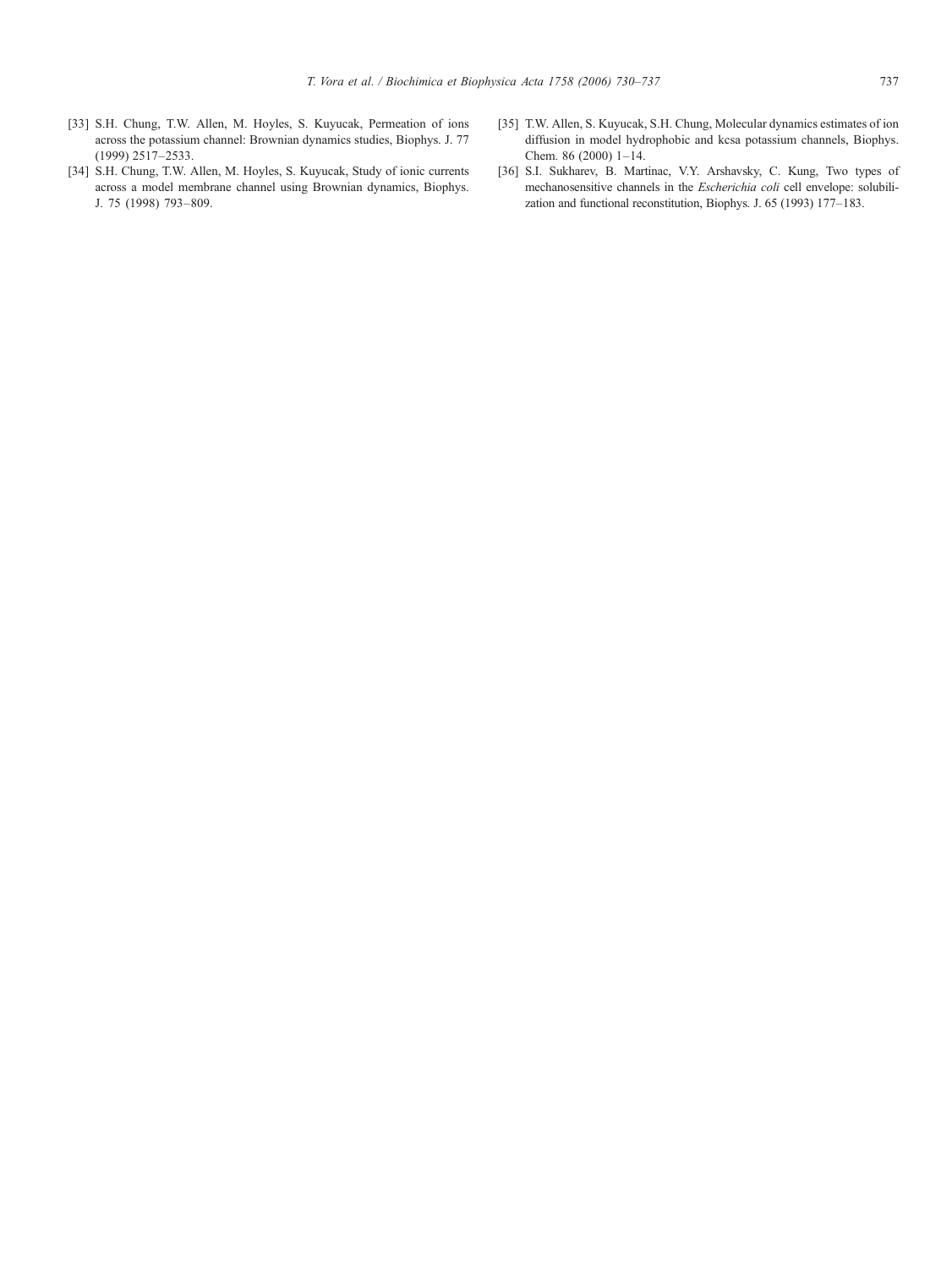[33] S.H. Chung, T.W. Allen, M. Hoyles, S. Kuyucak, Permeation of ions across the potassium channel: Brownian dynamics studies, Biophys. J. 77 (1999) 2517–2533.

[34] S.H. Chung, T.W. Allen, M. Hoyles, S. Kuyucak, Study of ionic currents across a model membrane channel using Brownian dynamics, Biophys. J. 75 (1998) 793–809.

[35] T.W. Allen, S. Kuyucak, S.H. Chung, Molecular dynamics estimates of ion diffusion in model hydrophobic and kcsa potassium channels, Biophys. Chem. 86 (2000) 1–14.

[36] S.I. Sukharev, B. Martinac, V.Y. Arshavsky, C. Kung, Two types of mechanosensitive channels in the *Escherichia coli* cell envelope: solubilization and functional reconstitution, Biophys. J. 65 (1993) 177–183.